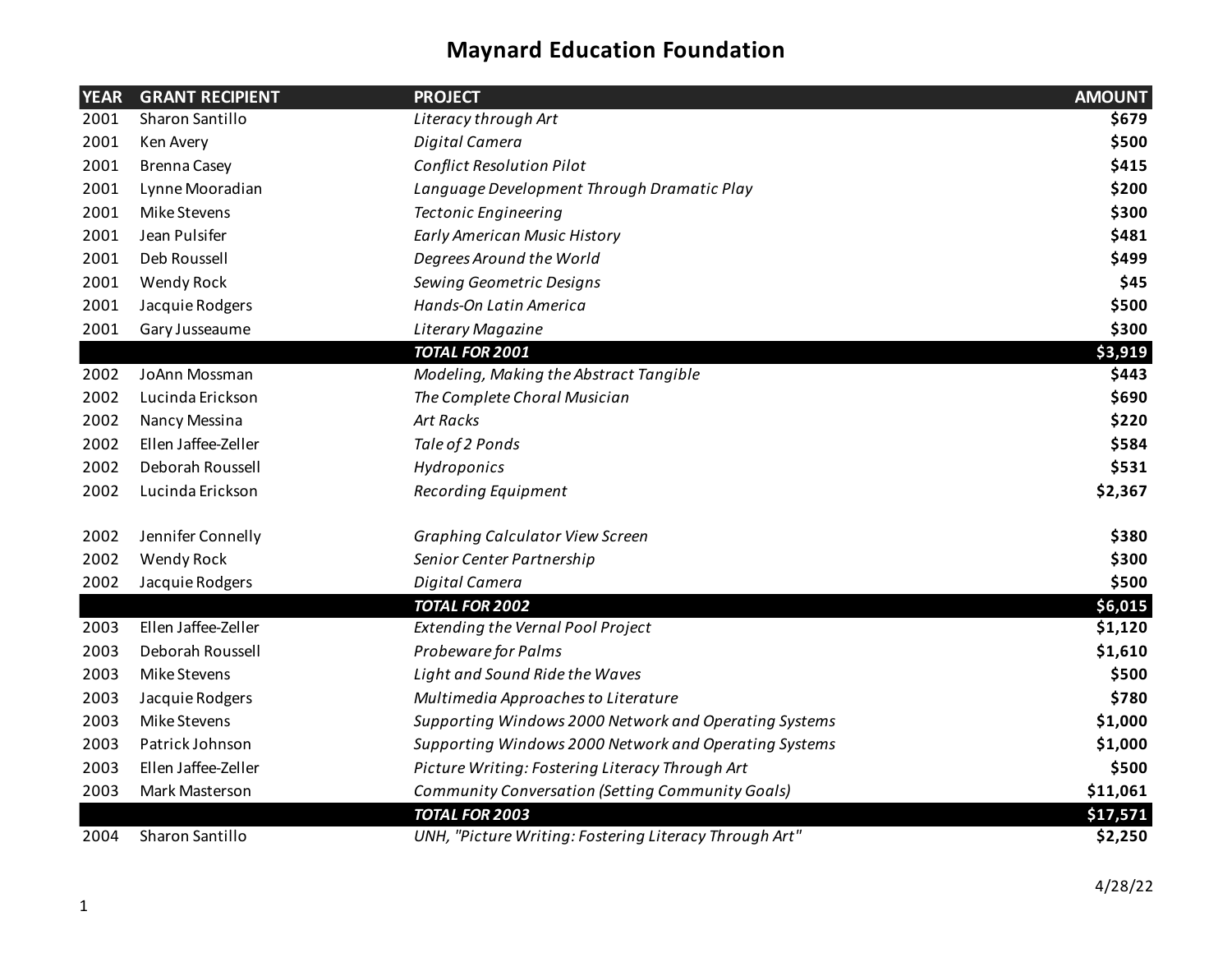# Maynard Education Foundation

| YEAR | GRANT RECIPIENT | PROJECT | AMOUNT |
|---|---|---|---|
| 2001 | Sharon Santillo | *Literacy through Art* | **$679** |
| 2001 | Ken Avery | *Digital Camera* | **$500** |
| 2001 | Brenna Casey | *Conflict Resolution Pilot* | **$415** |
| 2001 | Lynne Mooradian | *Language Development Through Dramatic Play* | **$200** |
| 2001 | Mike Stevens | *Tectonic Engineering* | **$300** |
| 2001 | Jean Pulsifer | *Early American Music History* | **$481** |
| 2001 | Deb Roussell | *Degrees Around the World* | **$499** |
| 2001 | Wendy Rock | *Sewing Geometric Designs* | **$45** |
| 2001 | Jacquie Rodgers | *Hands-On Latin America* | **$500** |
| 2001 | Gary Jusseaume | *Literary Magazine* | **$300** |
| | | ***TOTAL FOR 2001*** | **$3,919** |
| 2002 | JoAnn Mossman | *Modeling, Making the Abstract Tangible* | **$443** |
| 2002 | Lucinda Erickson | *The Complete Choral Musician* | **$690** |
| 2002 | Nancy Messina | *Art Racks* | **$220** |
| 2002 | Ellen Jaffee-Zeller | *Tale of 2 Ponds* | **$584** |
| 2002 | Deborah Roussell | *Hydroponics* | **$531** |
| 2002 | Lucinda Erickson | *Recording Equipment* | **$2,367** |
| 2002 | Jennifer Connelly | *Graphing Calculator View Screen* | **$380** |
| 2002 | Wendy Rock | *Senior Center Partnership* | **$300** |
| 2002 | Jacquie Rodgers | *Digital Camera* | **$500** |
| | | ***TOTAL FOR 2002*** | **$6,015** |
| 2003 | Ellen Jaffee-Zeller | *Extending the Vernal Pool Project* | **$1,120** |
| 2003 | Deborah Roussell | *Probeware for Palms* | **$1,610** |
| 2003 | Mike Stevens | *Light and Sound Ride the Waves* | **$500** |
| 2003 | Jacquie Rodgers | *Multimedia Approaches to Literature* | **$780** |
| 2003 | Mike Stevens | *Supporting Windows 2000 Network and Operating Systems* | **$1,000** |
| 2003 | Patrick Johnson | *Supporting Windows 2000 Network and Operating Systems* | **$1,000** |
| 2003 | Ellen Jaffee-Zeller | *Picture Writing: Fostering Literacy Through Art* | **$500** |
| 2003 | Mark Masterson | *Community Conversation (Setting Community Goals)* | **$11,061** |
| | | ***TOTAL FOR 2003*** | **$17,571** |
| 2004 | Sharon Santillo | *UNH, "Picture Writing: Fostering Literacy Through Art"* | **$2,250** |

4/28/22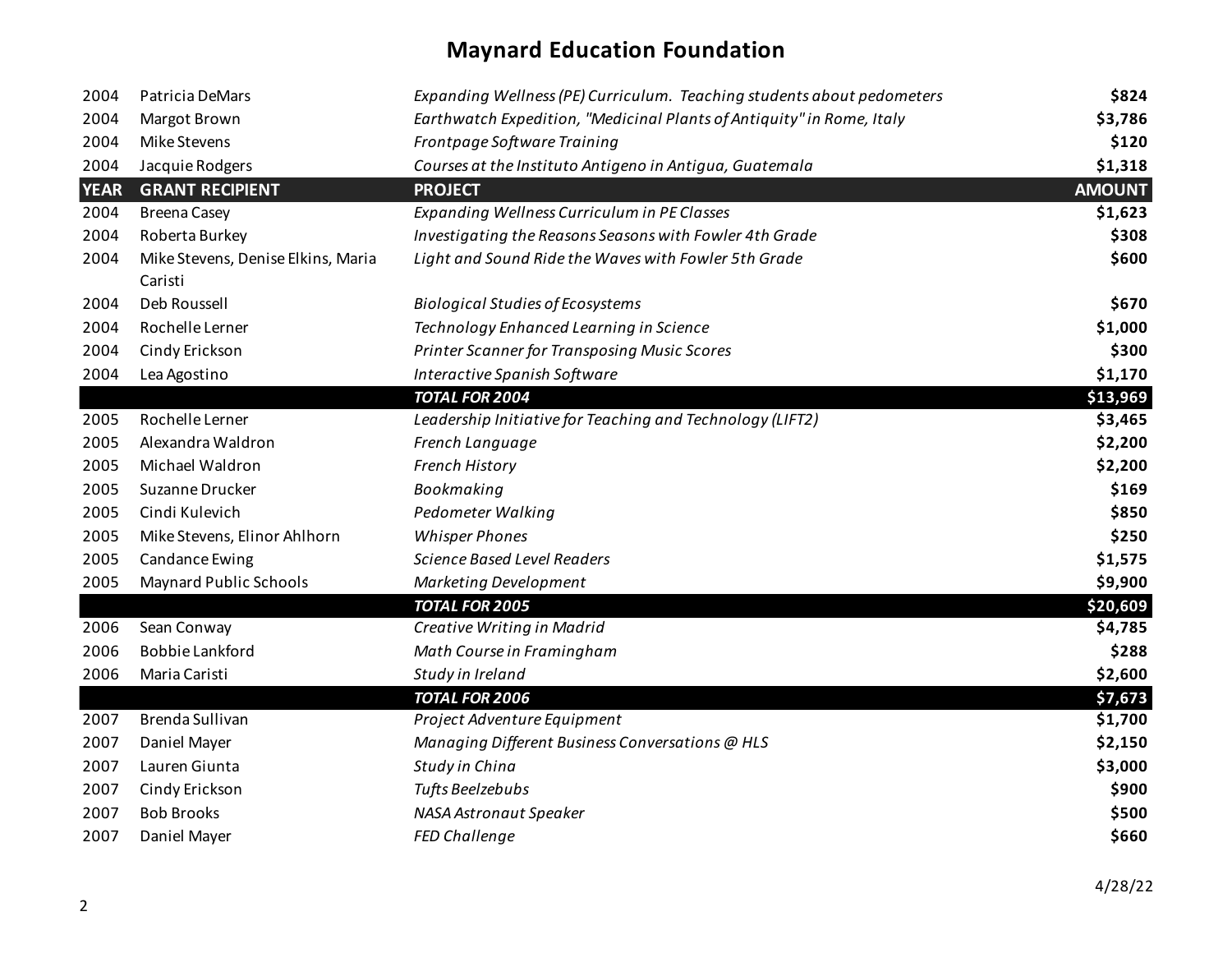# Maynard Education Foundation

| YEAR | GRANT RECIPIENT | PROJECT | AMOUNT |
|---|---|---|---|
| 2004 | Patricia DeMars | *Expanding Wellness (PE) Curriculum. Teaching students about pedometers* | **$824** |
| 2004 | Margot Brown | *Earthwatch Expedition, "Medicinal Plants of Antiquity" in Rome, Italy* | **$3,786** |
| 2004 | Mike Stevens | *Frontpage Software Training* | **$120** |
| 2004 | Jacquie Rodgers | *Courses at the Instituto Antigeno in Antigua, Guatemala* | **$1,318** |
| 2004 | Breena Casey | *Expanding Wellness Curriculum in PE Classes* | **$1,623** |
| 2004 | Roberta Burkey | *Investigating the Reasons Seasons with Fowler 4th Grade* | **$308** |
| 2004 | Mike Stevens, Denise Elkins, Maria Caristi | *Light and Sound Ride the Waves with Fowler 5th Grade* | **$600** |
| 2004 | Deb Roussell | *Biological Studies of Ecosystems* | **$670** |
| 2004 | Rochelle Lerner | *Technology Enhanced Learning in Science* | **$1,000** |
| 2004 | Cindy Erickson | *Printer Scanner for Transposing Music Scores* | **$300** |
| 2004 | Lea Agostino | *Interactive Spanish Software* | **$1,170** |
| | | ***TOTAL FOR 2004*** | **$13,969** |
| 2005 | Rochelle Lerner | *Leadership Initiative for Teaching and Technology (LIFT2)* | **$3,465** |
| 2005 | Alexandra Waldron | *French Language* | **$2,200** |
| 2005 | Michael Waldron | *French History* | **$2,200** |
| 2005 | Suzanne Drucker | *Bookmaking* | **$169** |
| 2005 | Cindi Kulevich | *Pedometer Walking* | **$850** |
| 2005 | Mike Stevens, Elinor Ahlhorn | *Whisper Phones* | **$250** |
| 2005 | Candance Ewing | *Science Based Level Readers* | **$1,575** |
| 2005 | Maynard Public Schools | *Marketing Development* | **$9,900** |
| | | ***TOTAL FOR 2005*** | **$20,609** |
| 2006 | Sean Conway | *Creative Writing in Madrid* | **$4,785** |
| 2006 | Bobbie Lankford | *Math Course in Framingham* | **$288** |
| 2006 | Maria Caristi | *Study in Ireland* | **$2,600** |
| | | ***TOTAL FOR 2006*** | **$7,673** |
| 2007 | Brenda Sullivan | *Project Adventure Equipment* | **$1,700** |
| 2007 | Daniel Mayer | *Managing Different Business Conversations @ HLS* | **$2,150** |
| 2007 | Lauren Giunta | *Study in China* | **$3,000** |
| 2007 | Cindy Erickson | *Tufts Beelzebubs* | **$900** |
| 2007 | Bob Brooks | *NASA Astronaut Speaker* | **$500** |
| 2007 | Daniel Mayer | *FED Challenge* | **$660** |

4/28/22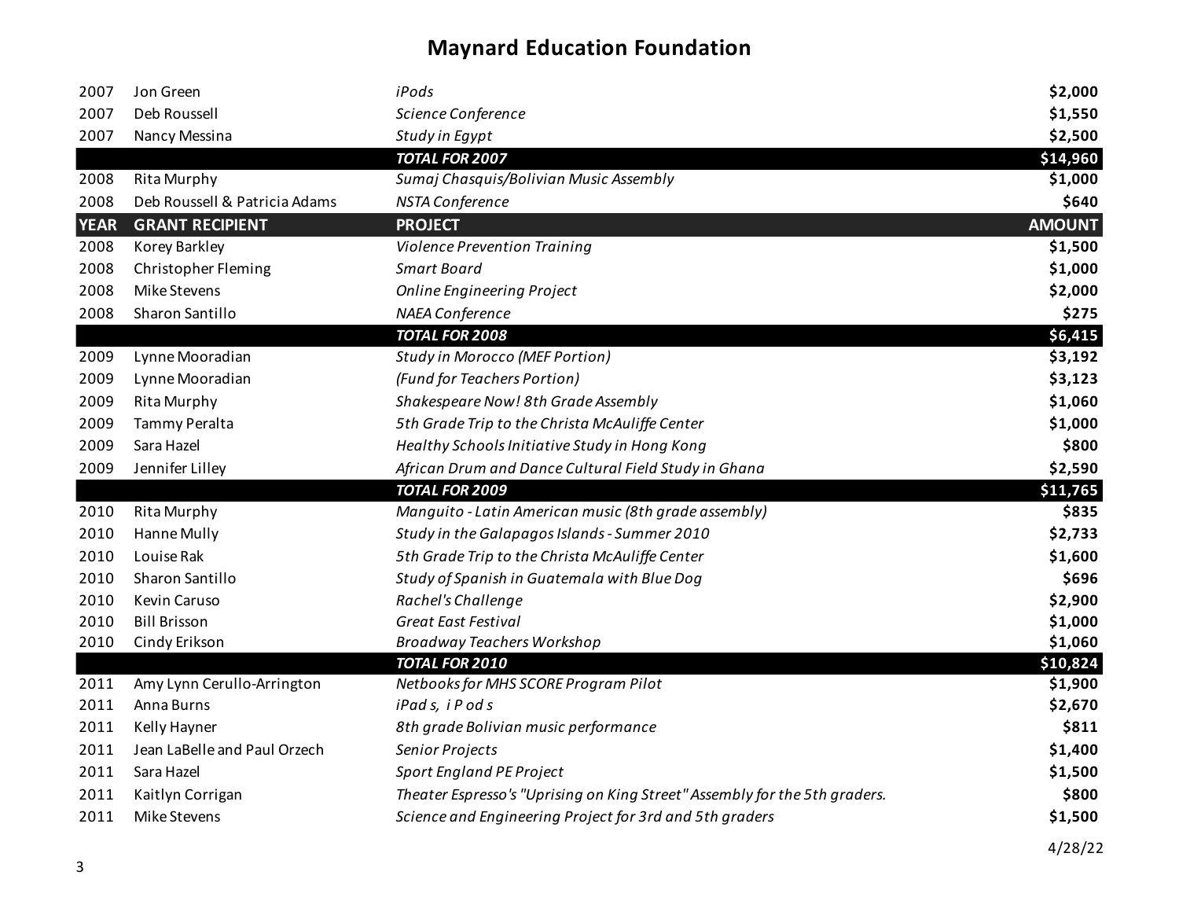# Maynard Education Foundation

| YEAR | GRANT RECIPIENT | PROJECT | AMOUNT |
|---|---|---|---|
| 2007 | Jon Green | *iPods* | **$2,000** |
| 2007 | Deb Roussell | *Science Conference* | **$1,550** |
| 2007 | Nancy Messina | *Study in Egypt* | **$2,500** |
| | | ***TOTAL FOR 2007*** | **$14,960** |
| 2008 | Rita Murphy | *Sumaj Chasquis/Bolivian Music Assembly* | **$1,000** |
| 2008 | Deb Roussell & Patricia Adams | *NSTA Conference* | **$640** |
| 2008 | Korey Barkley | *Violence Prevention Training* | **$1,500** |
| 2008 | Christopher Fleming | *Smart Board* | **$1,000** |
| 2008 | Mike Stevens | *Online Engineering Project* | **$2,000** |
| 2008 | Sharon Santillo | *NAEA Conference* | **$275** |
| | | ***TOTAL FOR 2008*** | **$6,415** |
| 2009 | Lynne Mooradian | *Study in Morocco (MEF Portion)* | **$3,192** |
| 2009 | Lynne Mooradian | *(Fund for Teachers Portion)* | **$3,123** |
| 2009 | Rita Murphy | *Shakespeare Now! 8th Grade Assembly* | **$1,060** |
| 2009 | Tammy Peralta | *5th Grade Trip to the Christa McAuliffe Center* | **$1,000** |
| 2009 | Sara Hazel | *Healthy Schools Initiative Study in Hong Kong* | **$800** |
| 2009 | Jennifer Lilley | *African Drum and Dance Cultural Field Study in Ghana* | **$2,590** |
| | | ***TOTAL FOR 2009*** | **$11,765** |
| 2010 | Rita Murphy | *Manguito - Latin American music (8th grade assembly)* | **$835** |
| 2010 | Hanne Mully | *Study in the Galapagos Islands - Summer 2010* | **$2,733** |
| 2010 | Louise Rak | *5th Grade Trip to the Christa McAuliffe Center* | **$1,600** |
| 2010 | Sharon Santillo | *Study of Spanish in Guatemala with Blue Dog* | **$696** |
| 2010 | Kevin Caruso | *Rachel's Challenge* | **$2,900** |
| 2010 | Bill Brisson | *Great East Festival* | **$1,000** |
| 2010 | Cindy Erikson | *Broadway Teachers Workshop* | **$1,060** |
| | | ***TOTAL FOR 2010*** | **$10,824** |
| 2011 | Amy Lynn Cerullo-Arrington | *Netbooks for MHS SCORE Program Pilot* | **$1,900** |
| 2011 | Anna Burns | *iPad s, i P od s* | **$2,670** |
| 2011 | Kelly Hayner | *8th grade Bolivian music performance* | **$811** |
| 2011 | Jean LaBelle and Paul Orzech | *Senior Projects* | **$1,400** |
| 2011 | Sara Hazel | *Sport England PE Project* | **$1,500** |
| 2011 | Kaitlyn Corrigan | *Theater Espresso's "Uprising on King Street" Assembly for the 5th graders.* | **$800** |
| 2011 | Mike Stevens | *Science and Engineering Project for 3rd and 5th graders* | **$1,500** |

4/28/22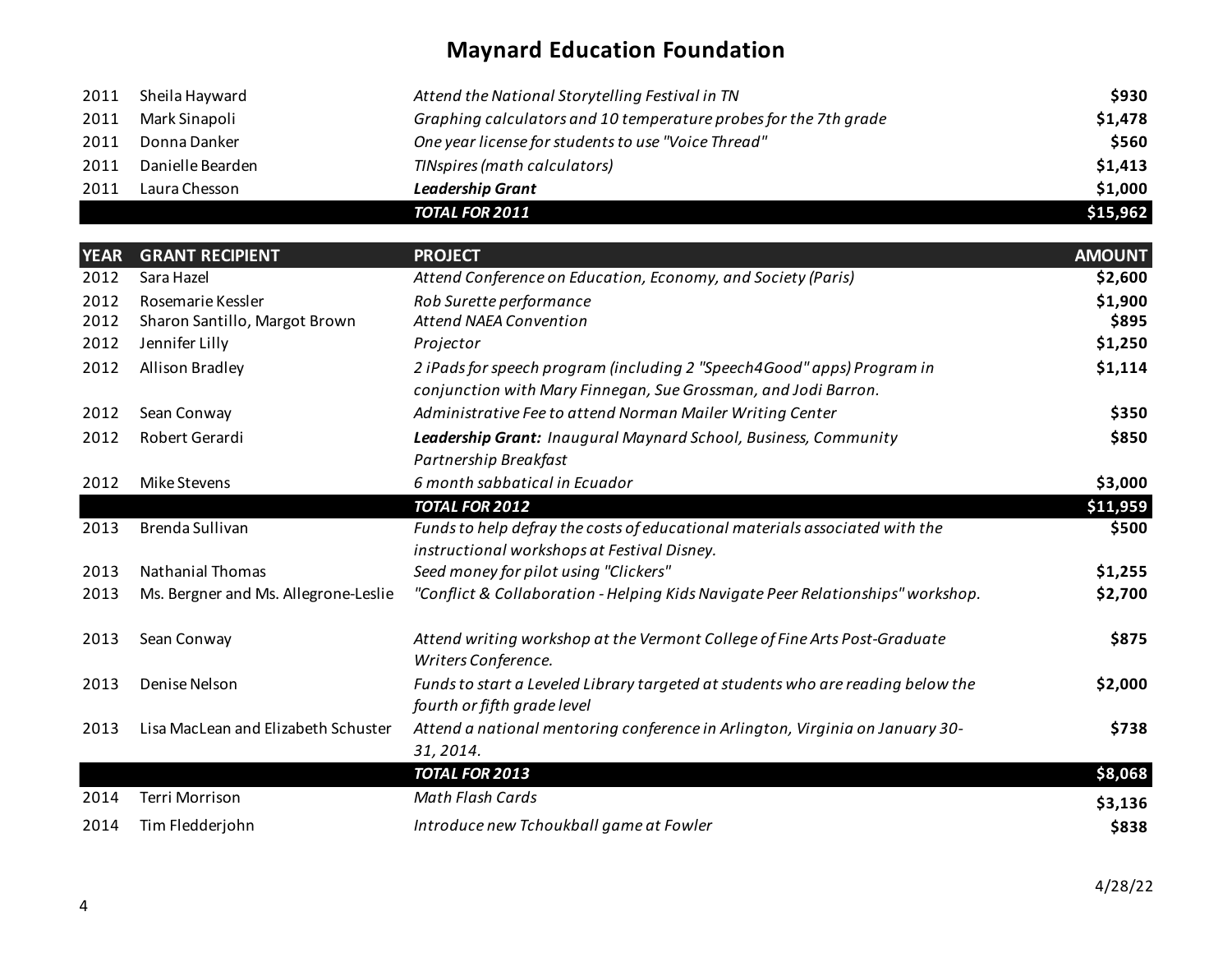# Maynard Education Foundation

| YEAR | GRANT RECIPIENT | PROJECT | AMOUNT |
|---|---|---|---|
| 2011 | Sheila Hayward | *Attend the National Storytelling Festival in TN* | **$930** |
| 2011 | Mark Sinapoli | *Graphing calculators and 10 temperature probes for the 7th grade* | **$1,478** |
| 2011 | Donna Danker | *One year license for students to use "Voice Thread"* | **$560** |
| 2011 | Danielle Bearden | *TINspires (math calculators)* | **$1,413** |
| 2011 | Laura Chesson | ***Leadership Grant*** | **$1,000** |
| | | ***TOTAL FOR 2011*** | **$15,962** |
| 2012 | Sara Hazel | *Attend Conference on Education, Economy, and Society (Paris)* | **$2,600** |
| 2012 | Rosemarie Kessler | *Rob Surette performance* | **$1,900** |
| 2012 | Sharon Santillo, Margot Brown | *Attend NAEA Convention* | **$895** |
| 2012 | Jennifer Lilly | *Projector* | **$1,250** |
| 2012 | Allison Bradley | *2 iPads for speech program (including 2 "Speech4Good" apps) Program in conjunction with Mary Finnegan, Sue Grossman, and Jodi Barron.* | **$1,114** |
| 2012 | Sean Conway | *Administrative Fee to attend Norman Mailer Writing Center* | **$350** |
| 2012 | Robert Gerardi | ***Leadership Grant:*** *Inaugural Maynard School, Business, Community Partnership Breakfast* | **$850** |
| 2012 | Mike Stevens | *6 month sabbatical in Ecuador* | **$3,000** |
| | | ***TOTAL FOR 2012*** | **$11,959** |
| 2013 | Brenda Sullivan | *Funds to help defray the costs of educational materials associated with the instructional workshops at Festival Disney.* | **$500** |
| 2013 | Nathanial Thomas | *Seed money for pilot using "Clickers"* | **$1,255** |
| 2013 | Ms. Bergner and Ms. Allegrone-Leslie | *"Conflict & Collaboration - Helping Kids Navigate Peer Relationships" workshop.* | **$2,700** |
| 2013 | Sean Conway | *Attend writing workshop at the Vermont College of Fine Arts Post-Graduate Writers Conference.* | **$875** |
| 2013 | Denise Nelson | *Funds to start a Leveled Library targeted at students who are reading below the fourth or fifth grade level* | **$2,000** |
| 2013 | Lisa MacLean and Elizabeth Schuster | *Attend a national mentoring conference in Arlington, Virginia on January 30-31, 2014.* | **$738** |
| | | ***TOTAL FOR 2013*** | **$8,068** |
| 2014 | Terri Morrison | *Math Flash Cards* | **$3,136** |
| 2014 | Tim Fledderjohn | *Introduce new Tchoukball game at Fowler* | **$838** |

4/28/22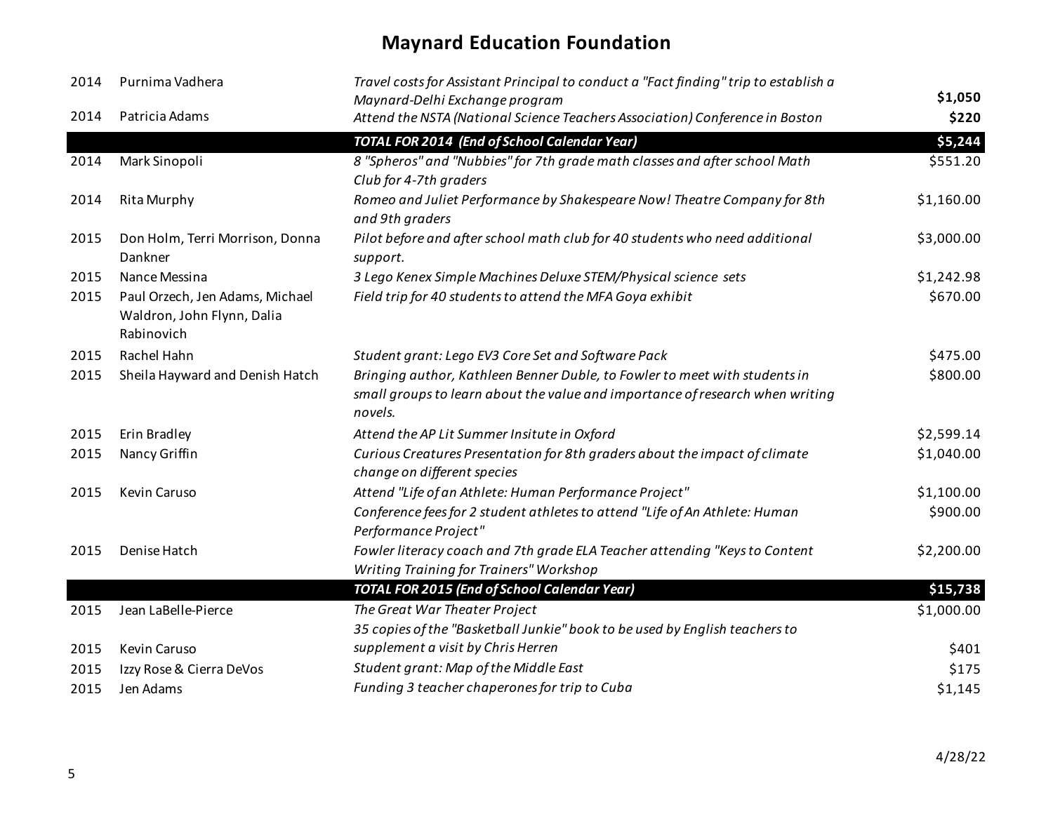# Maynard Education Foundation

| | | | |
|---|---|---|---|
| 2014 | Purnima Vadhera | *Travel costs for Assistant Principal to conduct a "Fact finding" trip to establish a Maynard-Delhi Exchange program* | **$1,050** |
| 2014 | Patricia Adams | *Attend the NSTA (National Science Teachers Association) Conference in Boston* | **$220** |
| | | ***TOTAL FOR 2014 (End of School Calendar Year)*** | **$5,244** |
| 2014 | Mark Sinopoli | *8 "Spheros" and "Nubbies" for 7th grade math classes and after school Math Club for 4-7th graders* | $551.20 |
| 2014 | Rita Murphy | *Romeo and Juliet Performance by Shakespeare Now! Theatre Company for 8th and 9th graders* | $1,160.00 |
| 2015 | Don Holm, Terri Morrison, Donna Dankner | *Pilot before and after school math club for 40 students who need additional support.* | $3,000.00 |
| 2015 | Nance Messina | *3 Lego Kenex Simple Machines Deluxe STEM/Physical science sets* | $1,242.98 |
| 2015 | Paul Orzech, Jen Adams, Michael Waldron, John Flynn, Dalia Rabinovich | *Field trip for 40 students to attend the MFA Goya exhibit* | $670.00 |
| 2015 | Rachel Hahn | *Student grant: Lego EV3 Core Set and Software Pack* | $475.00 |
| 2015 | Sheila Hayward and Denish Hatch | *Bringing author, Kathleen Benner Duble, to Fowler to meet with students in small groups to learn about the value and importance of research when writing novels.* | $800.00 |
| 2015 | Erin Bradley | *Attend the AP Lit Summer Insitute in Oxford* | $2,599.14 |
| 2015 | Nancy Griffin | *Curious Creatures Presentation for 8th graders about the impact of climate change on different species* | $1,040.00 |
| 2015 | Kevin Caruso | *Attend "Life of an Athlete: Human Performance Project"* | $1,100.00 |
| | | *Conference fees for 2 student athletes to attend "Life of An Athlete: Human Performance Project"* | $900.00 |
| 2015 | Denise Hatch | *Fowler literacy coach and 7th grade ELA Teacher attending "Keys to Content Writing Training for Trainers" Workshop* | $2,200.00 |
| | | ***TOTAL FOR 2015 (End of School Calendar Year)*** | **$15,738** |
| 2015 | Jean LaBelle-Pierce | *The Great War Theater Project* | $1,000.00 |
| 2015 | Kevin Caruso | *35 copies of the "Basketball Junkie" book to be used by English teachers to supplement a visit by Chris Herren* | $401 |
| 2015 | Izzy Rose & Cierra DeVos | *Student grant: Map of the Middle East* | $175 |
| 2015 | Jen Adams | *Funding 3 teacher chaperones for trip to Cuba* | $1,145 |

4/28/22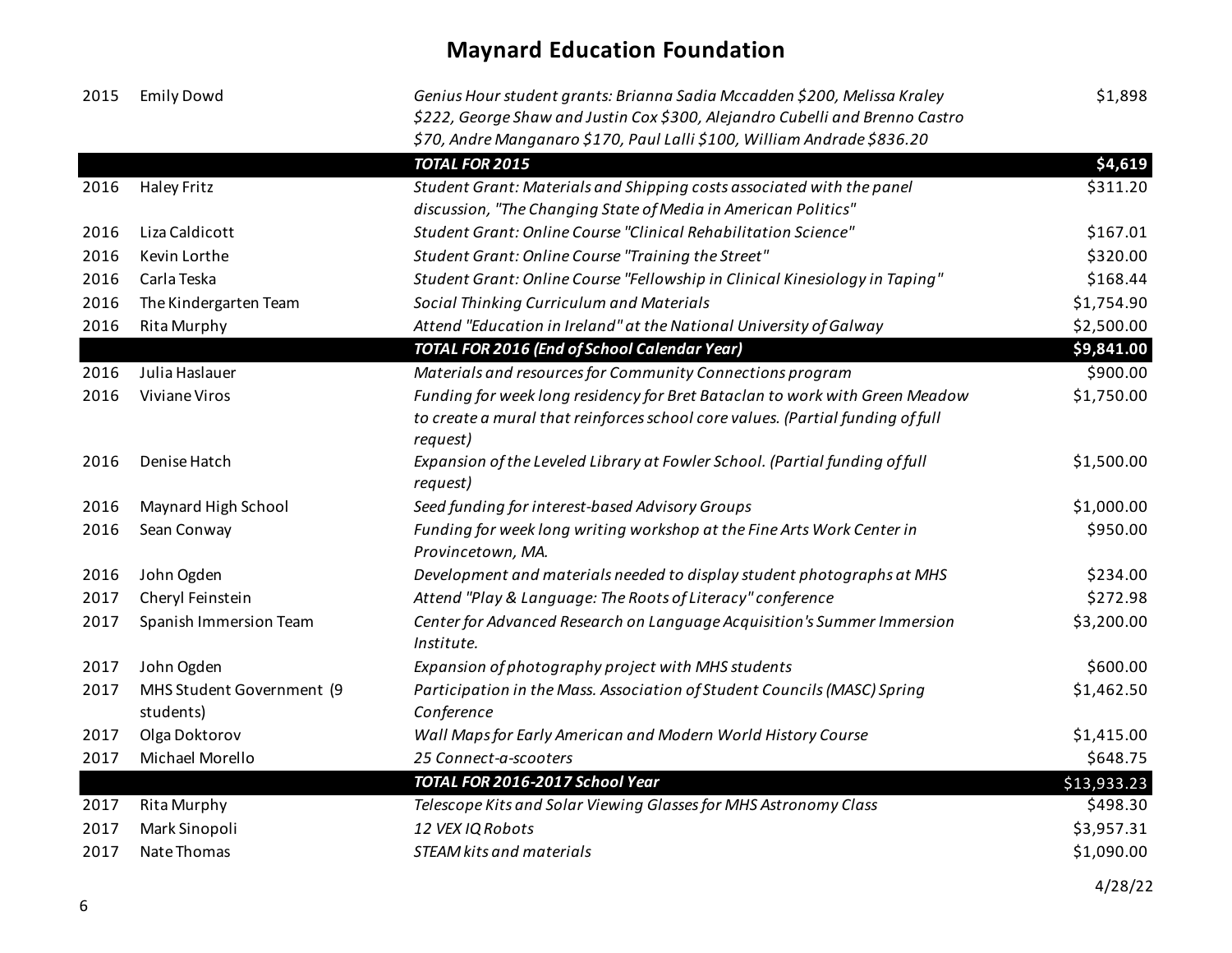# Maynard Education Foundation

| Year | Recipient | Description | Amount |
|---|---|---|---|
| 2015 | Emily Dowd | *Genius Hour student grants: Brianna Sadia Mccadden $200, Melissa Kraley $222, George Shaw and Justin Cox $300, Alejandro Cubelli and Brenno Castro $70, Andre Manganaro $170, Paul Lalli $100, William Andrade $836.20* | $1,898 |
| | | ***TOTAL FOR 2015*** | **$4,619** |
| 2016 | Haley Fritz | *Student Grant: Materials and Shipping costs associated with the panel discussion, "The Changing State of Media in American Politics"* | $311.20 |
| 2016 | Liza Caldicott | *Student Grant: Online Course "Clinical Rehabilitation Science"* | $167.01 |
| 2016 | Kevin Lorthe | *Student Grant: Online Course "Training the Street"* | $320.00 |
| 2016 | Carla Teska | *Student Grant: Online Course "Fellowship in Clinical Kinesiology in Taping"* | $168.44 |
| 2016 | The Kindergarten Team | *Social Thinking Curriculum and Materials* | $1,754.90 |
| 2016 | Rita Murphy | *Attend "Education in Ireland" at the National University of Galway* | $2,500.00 |
| | | ***TOTAL FOR 2016 (End of School Calendar Year)*** | **$9,841.00** |
| 2016 | Julia Haslauer | *Materials and resources for Community Connections program* | $900.00 |
| 2016 | Viviane Viros | *Funding for week long residency for Bret Bataclan to work with Green Meadow to create a mural that reinforces school core values. (Partial funding of full request)* | $1,750.00 |
| 2016 | Denise Hatch | *Expansion of the Leveled Library at Fowler School. (Partial funding of full request)* | $1,500.00 |
| 2016 | Maynard High School | *Seed funding for interest-based Advisory Groups* | $1,000.00 |
| 2016 | Sean Conway | *Funding for week long writing workshop at the Fine Arts Work Center in Provincetown, MA.* | $950.00 |
| 2016 | John Ogden | *Development and materials needed to display student photographs at MHS* | $234.00 |
| 2017 | Cheryl Feinstein | *Attend "Play & Language: The Roots of Literacy" conference* | $272.98 |
| 2017 | Spanish Immersion Team | *Center for Advanced Research on Language Acquisition's Summer Immersion Institute.* | $3,200.00 |
| 2017 | John Ogden | *Expansion of photography project with MHS students* | $600.00 |
| 2017 | MHS Student Government (9 students) | *Participation in the Mass. Association of Student Councils (MASC) Spring Conference* | $1,462.50 |
| 2017 | Olga Doktorov | *Wall Maps for Early American and Modern World History Course* | $1,415.00 |
| 2017 | Michael Morello | *25 Connect-a-scooters* | $648.75 |
| | | ***TOTAL FOR 2016-2017 School Year*** | $13,933.23 |
| 2017 | Rita Murphy | *Telescope Kits and Solar Viewing Glasses for MHS Astronomy Class* | $498.30 |
| 2017 | Mark Sinopoli | *12 VEX IQ Robots* | $3,957.31 |
| 2017 | Nate Thomas | *STEAM kits and materials* | $1,090.00 |

4/28/22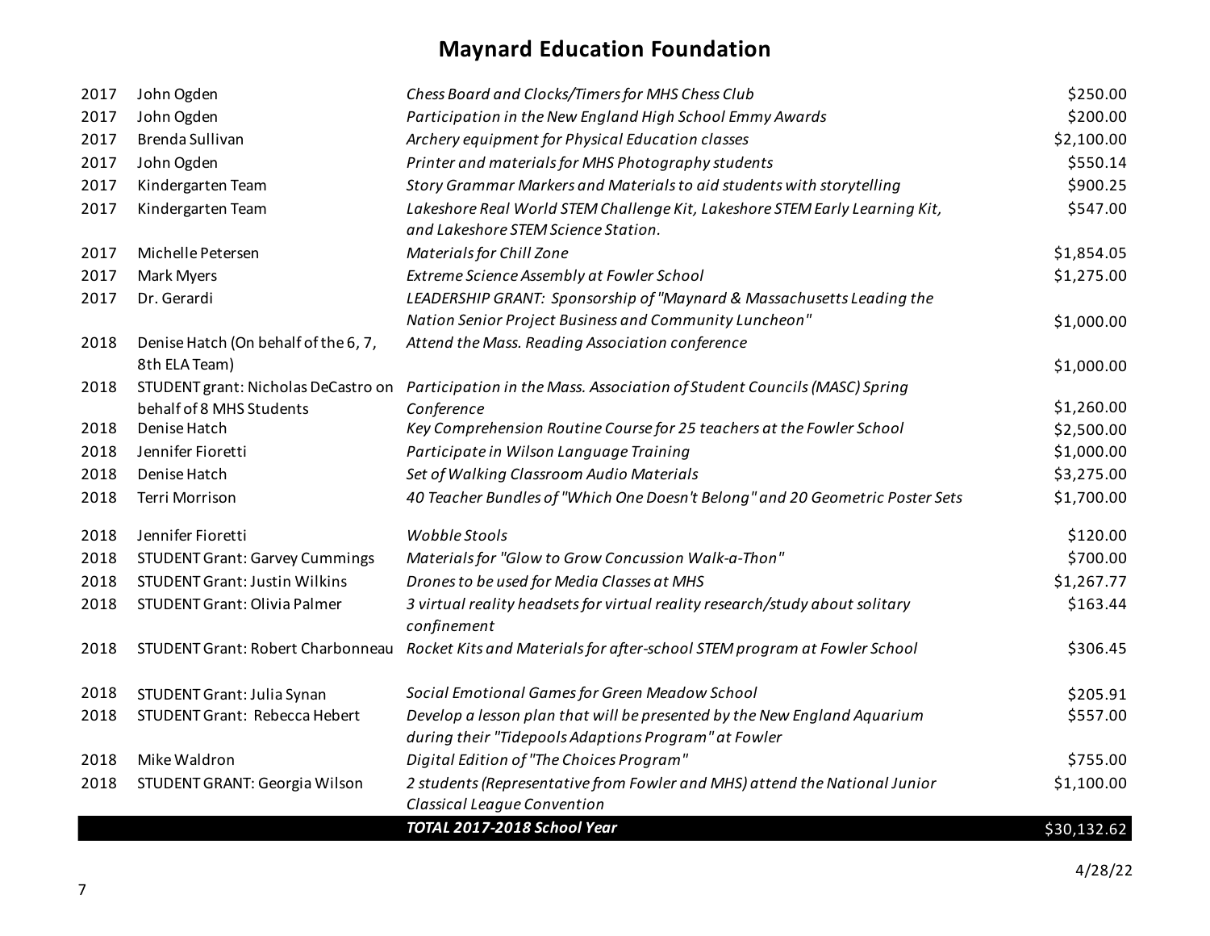# Maynard Education Foundation

| Year | Recipient | Grant | Amount |
|---|---|---|---|
| 2017 | John Ogden | *Chess Board and Clocks/Timers for MHS Chess Club* | $250.00 |
| 2017 | John Ogden | *Participation in the New England High School Emmy Awards* | $200.00 |
| 2017 | Brenda Sullivan | *Archery equipment for Physical Education classes* | $2,100.00 |
| 2017 | John Ogden | *Printer and materials for MHS Photography students* | $550.14 |
| 2017 | Kindergarten Team | *Story Grammar Markers and Materials to aid students with storytelling* | $900.25 |
| 2017 | Kindergarten Team | *Lakeshore Real World STEM Challenge Kit, Lakeshore STEM Early Learning Kit, and Lakeshore STEM Science Station.* | $547.00 |
| 2017 | Michelle Petersen | *Materials for Chill Zone* | $1,854.05 |
| 2017 | Mark Myers | *Extreme Science Assembly at Fowler School* | $1,275.00 |
| 2017 | Dr. Gerardi | *LEADERSHIP GRANT: Sponsorship of "Maynard & Massachusetts Leading the Nation Senior Project Business and Community Luncheon"* | $1,000.00 |
| 2018 | Denise Hatch (On behalf of the 6, 7, 8th ELA Team) | *Attend the Mass. Reading Association conference* | $1,000.00 |
| 2018 | STUDENT grant: Nicholas DeCastro on behalf of 8 MHS Students | *Participation in the Mass. Association of Student Councils (MASC) Spring Conference* | $1,260.00 |
| 2018 | Denise Hatch | *Key Comprehension Routine Course for 25 teachers at the Fowler School* | $2,500.00 |
| 2018 | Jennifer Fioretti | *Participate in Wilson Language Training* | $1,000.00 |
| 2018 | Denise Hatch | *Set of Walking Classroom Audio Materials* | $3,275.00 |
| 2018 | Terri Morrison | *40 Teacher Bundles of "Which One Doesn't Belong" and 20 Geometric Poster Sets* | $1,700.00 |
| 2018 | Jennifer Fioretti | *Wobble Stools* | $120.00 |
| 2018 | STUDENT Grant: Garvey Cummings | *Materials for "Glow to Grow Concussion Walk-a-Thon"* | $700.00 |
| 2018 | STUDENT Grant: Justin Wilkins | *Drones to be used for Media Classes at MHS* | $1,267.77 |
| 2018 | STUDENT Grant: Olivia Palmer | *3 virtual reality headsets for virtual reality research/study about solitary confinement* | $163.44 |
| 2018 | STUDENT Grant: Robert Charbonneau | *Rocket Kits and Materials for after-school STEM program at Fowler School* | $306.45 |
| 2018 | STUDENT Grant: Julia Synan | *Social Emotional Games for Green Meadow School* | $205.91 |
| 2018 | STUDENT Grant: Rebecca Hebert | *Develop a lesson plan that will be presented by the New England Aquarium during their "Tidepools Adaptions Program" at Fowler* | $557.00 |
| 2018 | Mike Waldron | *Digital Edition of "The Choices Program"* | $755.00 |
| 2018 | STUDENT GRANT: Georgia Wilson | *2 students (Representative from Fowler and MHS) attend the National Junior Classical League Convention* | $1,100.00 |
| | | ***TOTAL 2017-2018 School Year*** | $30,132.62 |

4/28/22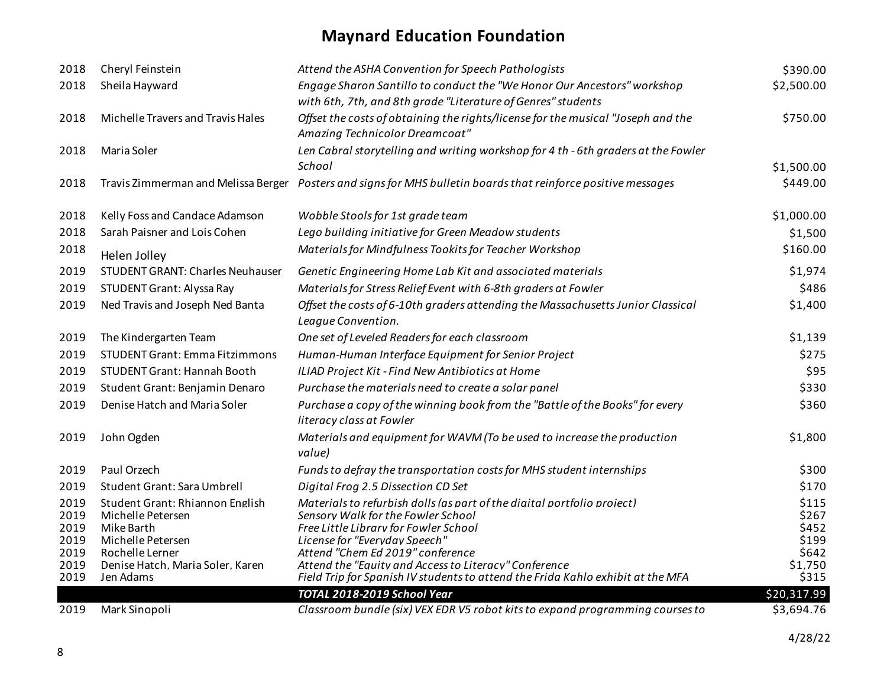# Maynard Education Foundation

| Year | Recipient | Description | Amount |
|---|---|---|---|
| 2018 | Cheryl Feinstein | *Attend the ASHA Convention for Speech Pathologists* | $390.00 |
| 2018 | Sheila Hayward | *Engage Sharon Santillo to conduct the "We Honor Our Ancestors" workshop with 6th, 7th, and 8th grade "Literature of Genres" students* | $2,500.00 |
| 2018 | Michelle Travers and Travis Hales | *Offset the costs of obtaining the rights/license for the musical "Joseph and the Amazing Technicolor Dreamcoat"* | $750.00 |
| 2018 | Maria Soler | *Len Cabral storytelling and writing workshop for 4 th - 6th graders at the Fowler School* | $1,500.00 |
| 2018 | Travis Zimmerman and Melissa Berger | *Posters and signs for MHS bulletin boards that reinforce positive messages* | $449.00 |
| 2018 | Kelly Foss and Candace Adamson | *Wobble Stools for 1st grade team* | $1,000.00 |
| 2018 | Sarah Paisner and Lois Cohen | *Lego building initiative for Green Meadow students* | $1,500 |
| 2018 | Helen Jolley | *Materials for Mindfulness Tookits for Teacher Workshop* | $160.00 |
| 2019 | STUDENT GRANT: Charles Neuhauser | *Genetic Engineering Home Lab Kit and associated materials* | $1,974 |
| 2019 | STUDENT Grant: Alyssa Ray | *Materials for Stress Relief Event with 6-8th graders at Fowler* | $486 |
| 2019 | Ned Travis and Joseph Ned Banta | *Offset the costs of 6-10th graders attending the Massachusetts Junior Classical League Convention.* | $1,400 |
| 2019 | The Kindergarten Team | *One set of Leveled Readers for each classroom* | $1,139 |
| 2019 | STUDENT Grant: Emma Fitzimmons | *Human-Human Interface Equipment for Senior Project* | $275 |
| 2019 | STUDENT Grant: Hannah Booth | *ILIAD Project Kit - Find New Antibiotics at Home* | $95 |
| 2019 | Student Grant: Benjamin Denaro | *Purchase the materials need to create a solar panel* | $330 |
| 2019 | Denise Hatch and Maria Soler | *Purchase a copy of the winning book from the "Battle of the Books" for every literacy class at Fowler* | $360 |
| 2019 | John Ogden | *Materials and equipment for WAVM (To be used to increase the production value)* | $1,800 |
| 2019 | Paul Orzech | *Funds to defray the transportation costs for MHS student internships* | $300 |
| 2019 | Student Grant: Sara Umbrell | *Digital Frog 2.5 Dissection CD Set* | $170 |
| 2019 | Student Grant: Rhiannon English | *Materials to refurbish dolls (as part of the digital portfolio project)* | $115 |
| 2019 | Michelle Petersen | *Sensory Walk for the Fowler School* | $267 |
| 2019 | Mike Barth | *Free Little Library for Fowler School* | $452 |
| 2019 | Michelle Petersen | *License for "Everyday Speech"* | $199 |
| 2019 | Rochelle Lerner | *Attend "Chem Ed 2019" conference* | $642 |
| 2019 | Denise Hatch, Maria Soler, Karen | *Attend the "Equity and Access to Literacy" Conference* | $1,750 |
| 2019 | Jen Adams | *Field Trip for Spanish IV students to attend the Frida Kahlo exhibit at the MFA* | $315 |
| | | ***TOTAL 2018-2019 School Year*** | $20,317.99 |
| 2019 | Mark Sinopoli | *Classroom bundle (six) VEX EDR V5 robot kits to expand programming courses to* | $3,694.76 |

4/28/22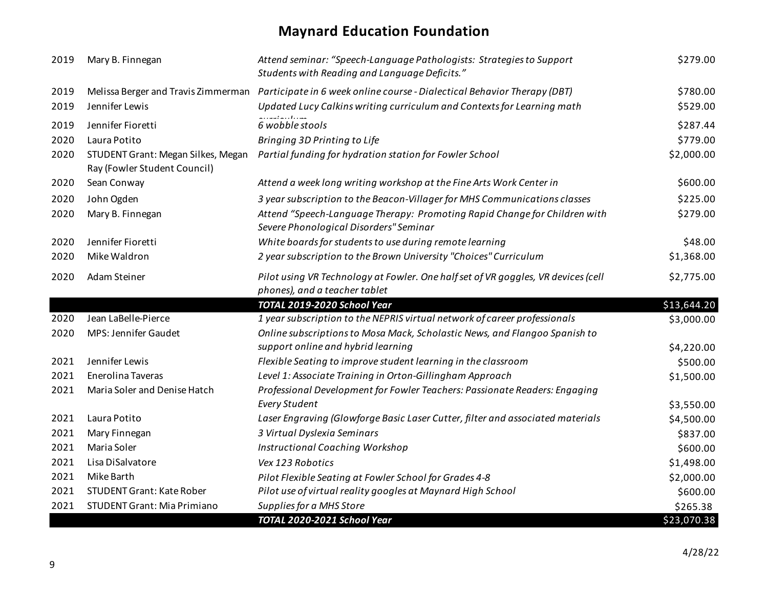# Maynard Education Foundation

| Year | Recipient | Description | Amount |
|---|---|---|---|
| 2019 | Mary B. Finnegan | *Attend seminar: "Speech-Language Pathologists: Strategies to Support Students with Reading and Language Deficits."* | $279.00 |
| 2019 | Melissa Berger and Travis Zimmerman | *Participate in 6 week online course - Dialectical Behavior Therapy (DBT)* | $780.00 |
| 2019 | Jennifer Lewis | *Updated Lucy Calkins writing curriculum and Contexts for Learning math curriculum* | $529.00 |
| 2019 | Jennifer Fioretti | *6 wobble stools* | $287.44 |
| 2020 | Laura Potito | *Bringing 3D Printing to Life* | $779.00 |
| 2020 | STUDENT Grant: Megan Silkes, Megan Ray (Fowler Student Council) | *Partial funding for hydration station for Fowler School* | $2,000.00 |
| 2020 | Sean Conway | *Attend a week long writing workshop at the Fine Arts Work Center in* | $600.00 |
| 2020 | John Ogden | *3 year subscription to the Beacon-Villager for MHS Communications classes* | $225.00 |
| 2020 | Mary B. Finnegan | *Attend "Speech-Language Therapy: Promoting Rapid Change for Children with Severe Phonological Disorders" Seminar* | $279.00 |
| 2020 | Jennifer Fioretti | *White boards for students to use during remote learning* | $48.00 |
| 2020 | Mike Waldron | *2 year subscription to the Brown University "Choices" Curriculum* | $1,368.00 |
| 2020 | Adam Steiner | *Pilot using VR Technology at Fowler. One half set of VR goggles, VR devices (cell phones), and a teacher tablet* | $2,775.00 |
| | | ***TOTAL 2019-2020 School Year*** | **$13,644.20** |
| 2020 | Jean LaBelle-Pierce | *1 year subscription to the NEPRIS virtual network of career professionals* | $3,000.00 |
| 2020 | MPS: Jennifer Gaudet | *Online subscriptions to Mosa Mack, Scholastic News, and Flangoo Spanish to support online and hybrid learning* | $4,220.00 |
| 2021 | Jennifer Lewis | *Flexible Seating to improve student learning in the classroom* | $500.00 |
| 2021 | Enerolina Taveras | *Level 1: Associate Training in Orton-Gillingham Approach* | $1,500.00 |
| 2021 | Maria Soler and Denise Hatch | *Professional Development for Fowler Teachers: Passionate Readers: Engaging Every Student* | $3,550.00 |
| 2021 | Laura Potito | *Laser Engraving (Glowforge Basic Laser Cutter, filter and associated materials* | $4,500.00 |
| 2021 | Mary Finnegan | *3 Virtual Dyslexia Seminars* | $837.00 |
| 2021 | Maria Soler | *Instructional Coaching Workshop* | $600.00 |
| 2021 | Lisa DiSalvatore | *Vex 123 Robotics* | $1,498.00 |
| 2021 | Mike Barth | *Pilot Flexible Seating at Fowler School for Grades 4-8* | $2,000.00 |
| 2021 | STUDENT Grant: Kate Rober | *Pilot use of virtual reality googles at Maynard High School* | $600.00 |
| 2021 | STUDENT Grant: Mia Primiano | *Supplies for a MHS Store* | $265.38 |
| | | ***TOTAL 2020-2021 School Year*** | **$23,070.38** |

4/28/22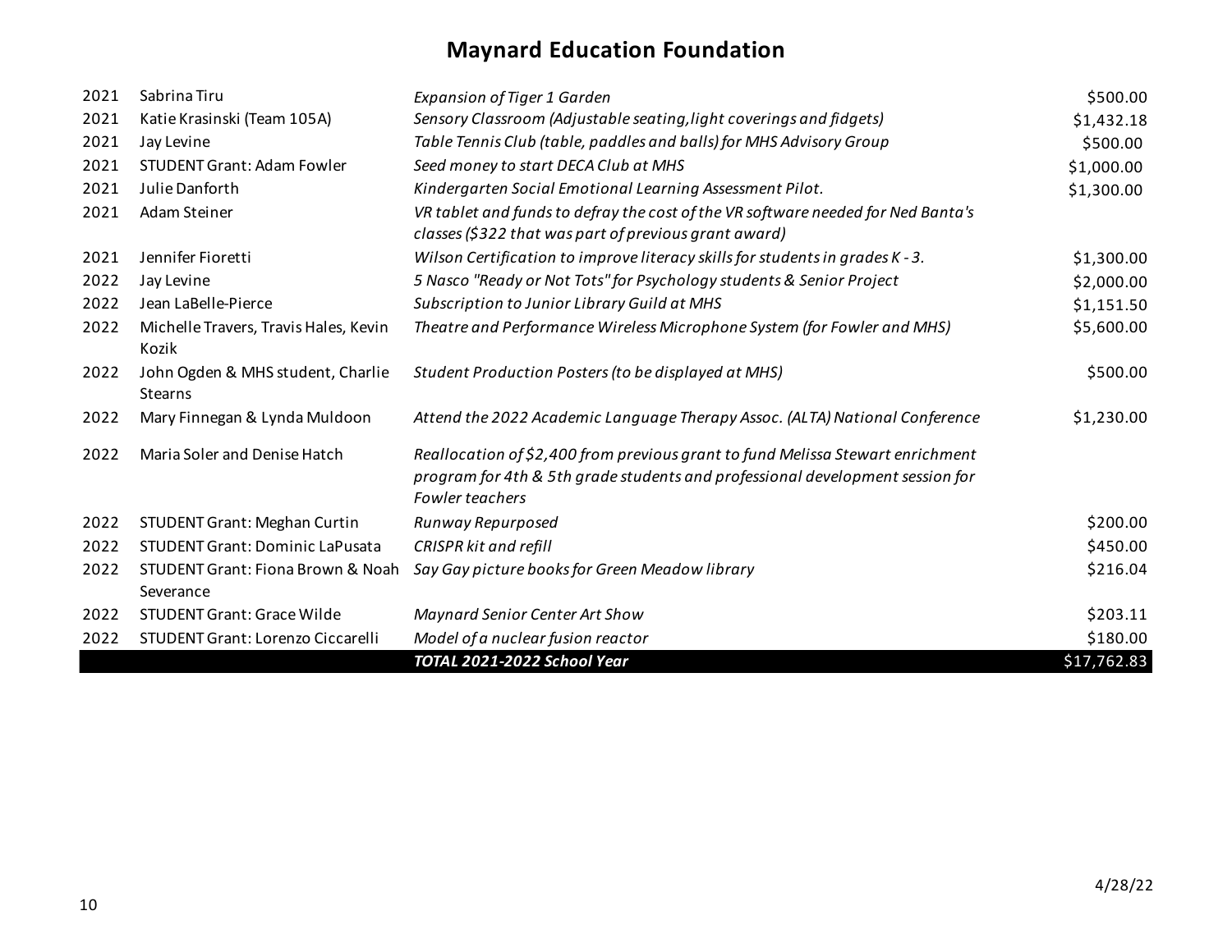# Maynard Education Foundation

| | | | |
|---|---|---|---|
| 2021 | Sabrina Tiru | *Expansion of Tiger 1 Garden* | $500.00 |
| 2021 | Katie Krasinski (Team 105A) | *Sensory Classroom (Adjustable seating,light coverings and fidgets)* | $1,432.18 |
| 2021 | Jay Levine | *Table Tennis Club (table, paddles and balls) for MHS Advisory Group* | $500.00 |
| 2021 | STUDENT Grant: Adam Fowler | *Seed money to start DECA Club at MHS* | $1,000.00 |
| 2021 | Julie Danforth | *Kindergarten Social Emotional Learning Assessment Pilot.* | $1,300.00 |
| 2021 | Adam Steiner | *VR tablet and funds to defray the cost of the VR software needed for Ned Banta's classes ($322 that was part of previous grant award)* | |
| 2021 | Jennifer Fioretti | *Wilson Certification to improve literacy skills for students in grades K - 3.* | $1,300.00 |
| 2022 | Jay Levine | *5 Nasco "Ready or Not Tots" for Psychology students & Senior Project* | $2,000.00 |
| 2022 | Jean LaBelle-Pierce | *Subscription to Junior Library Guild at MHS* | $1,151.50 |
| 2022 | Michelle Travers, Travis Hales, Kevin Kozik | *Theatre and Performance Wireless Microphone System (for Fowler and MHS)* | $5,600.00 |
| 2022 | John Ogden & MHS student, Charlie Stearns | *Student Production Posters (to be displayed at MHS)* | $500.00 |
| 2022 | Mary Finnegan & Lynda Muldoon | *Attend the 2022 Academic Language Therapy Assoc. (ALTA) National Conference* | $1,230.00 |
| 2022 | Maria Soler and Denise Hatch | *Reallocation of $2,400 from previous grant to fund Melissa Stewart enrichment program for 4th & 5th grade students and professional development session for Fowler teachers* | |
| 2022 | STUDENT Grant: Meghan Curtin | *Runway Repurposed* | $200.00 |
| 2022 | STUDENT Grant: Dominic LaPusata | *CRISPR kit and refill* | $450.00 |
| 2022 | STUDENT Grant: Fiona Brown & Noah Severance | *Say Gay picture books for Green Meadow library* | $216.04 |
| 2022 | STUDENT Grant: Grace Wilde | *Maynard Senior Center Art Show* | $203.11 |
| 2022 | STUDENT Grant: Lorenzo Ciccarelli | *Model of a nuclear fusion reactor* | $180.00 |
| | | ***TOTAL 2021-2022 School Year*** | $17,762.83 |

4/28/22